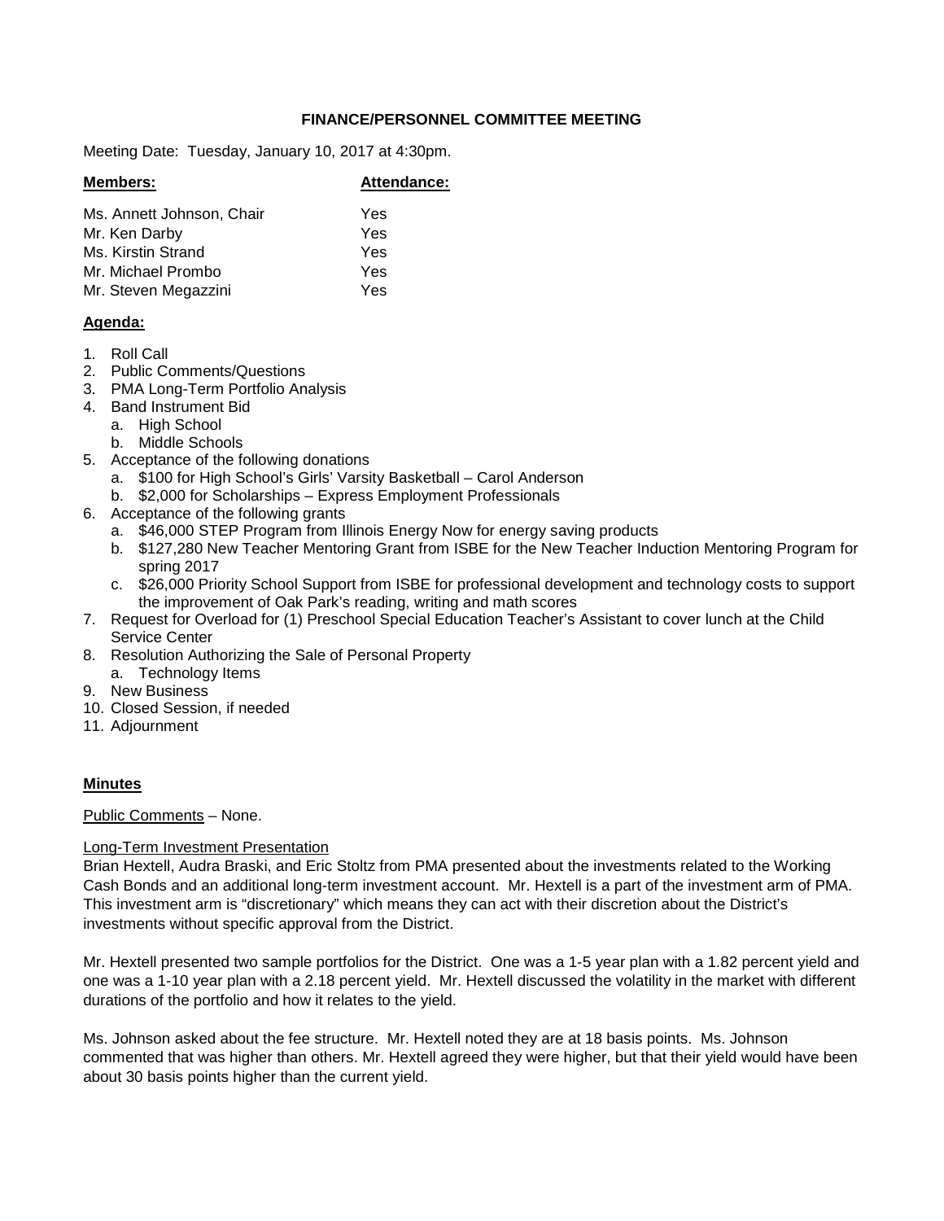**FINANCE/PERSONNEL COMMITTEE MEETING**

Meeting Date: Tuesday, January 10, 2017 at 4:30pm.

| **Members:** | **Attendance:** |
|---|---|
| Ms. Annett Johnson, Chair | Yes |
| Mr. Ken Darby | Yes |
| Ms. Kirstin Strand | Yes |
| Mr. Michael Prombo | Yes |
| Mr. Steven Megazzini | Yes |

**Agenda:**

1. Roll Call
2. Public Comments/Questions
3. PMA Long-Term Portfolio Analysis
4. Band Instrument Bid
   a. High School
   b. Middle Schools
5. Acceptance of the following donations
   a. $100 for High School's Girls' Varsity Basketball – Carol Anderson
   b. $2,000 for Scholarships – Express Employment Professionals
6. Acceptance of the following grants
   a. $46,000 STEP Program from Illinois Energy Now for energy saving products
   b. $127,280 New Teacher Mentoring Grant from ISBE for the New Teacher Induction Mentoring Program for spring 2017
   c. $26,000 Priority School Support from ISBE for professional development and technology costs to support the improvement of Oak Park's reading, writing and math scores
7. Request for Overload for (1) Preschool Special Education Teacher's Assistant to cover lunch at the Child Service Center
8. Resolution Authorizing the Sale of Personal Property
   a. Technology Items
9. New Business
10. Closed Session, if needed
11. Adjournment

**Minutes**

Public Comments – None.

Long-Term Investment Presentation

Brian Hextell, Audra Braski, and Eric Stoltz from PMA presented about the investments related to the Working Cash Bonds and an additional long-term investment account. Mr. Hextell is a part of the investment arm of PMA. This investment arm is "discretionary" which means they can act with their discretion about the District's investments without specific approval from the District.

Mr. Hextell presented two sample portfolios for the District. One was a 1-5 year plan with a 1.82 percent yield and one was a 1-10 year plan with a 2.18 percent yield. Mr. Hextell discussed the volatility in the market with different durations of the portfolio and how it relates to the yield.

Ms. Johnson asked about the fee structure. Mr. Hextell noted they are at 18 basis points. Ms. Johnson commented that was higher than others. Mr. Hextell agreed they were higher, but that their yield would have been about 30 basis points higher than the current yield.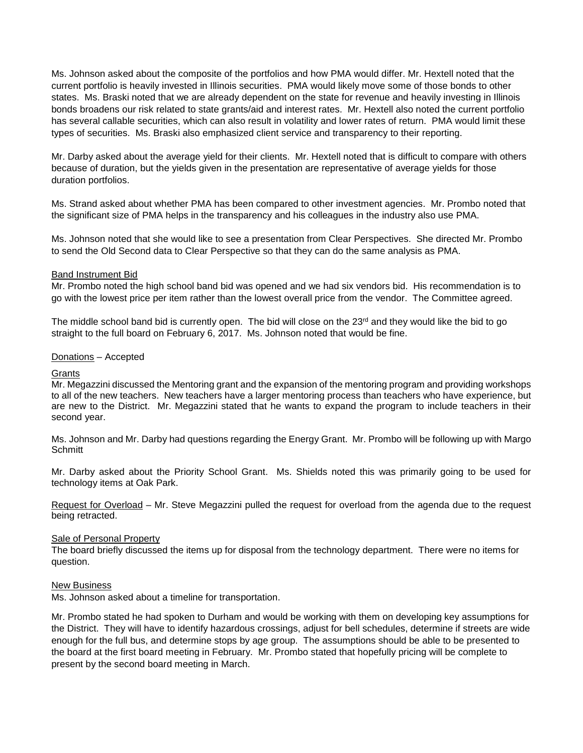Ms. Johnson asked about the composite of the portfolios and how PMA would differ. Mr. Hextell noted that the current portfolio is heavily invested in Illinois securities. PMA would likely move some of those bonds to other states. Ms. Braski noted that we are already dependent on the state for revenue and heavily investing in Illinois bonds broadens our risk related to state grants/aid and interest rates. Mr. Hextell also noted the current portfolio has several callable securities, which can also result in volatility and lower rates of return. PMA would limit these types of securities. Ms. Braski also emphasized client service and transparency to their reporting.

Mr. Darby asked about the average yield for their clients. Mr. Hextell noted that is difficult to compare with others because of duration, but the yields given in the presentation are representative of average yields for those duration portfolios.

Ms. Strand asked about whether PMA has been compared to other investment agencies. Mr. Prombo noted that the significant size of PMA helps in the transparency and his colleagues in the industry also use PMA.

Ms. Johnson noted that she would like to see a presentation from Clear Perspectives. She directed Mr. Prombo to send the Old Second data to Clear Perspective so that they can do the same analysis as PMA.

Band Instrument Bid

Mr. Prombo noted the high school band bid was opened and we had six vendors bid. His recommendation is to go with the lowest price per item rather than the lowest overall price from the vendor. The Committee agreed.

The middle school band bid is currently open. The bid will close on the 23rd and they would like the bid to go straight to the full board on February 6, 2017. Ms. Johnson noted that would be fine.

Donations – Accepted

Grants

Mr. Megazzini discussed the Mentoring grant and the expansion of the mentoring program and providing workshops to all of the new teachers. New teachers have a larger mentoring process than teachers who have experience, but are new to the District. Mr. Megazzini stated that he wants to expand the program to include teachers in their second year.

Ms. Johnson and Mr. Darby had questions regarding the Energy Grant. Mr. Prombo will be following up with Margo Schmitt

Mr. Darby asked about the Priority School Grant. Ms. Shields noted this was primarily going to be used for technology items at Oak Park.

Request for Overload – Mr. Steve Megazzini pulled the request for overload from the agenda due to the request being retracted.

Sale of Personal Property

The board briefly discussed the items up for disposal from the technology department. There were no items for question.

New Business

Ms. Johnson asked about a timeline for transportation.

Mr. Prombo stated he had spoken to Durham and would be working with them on developing key assumptions for the District. They will have to identify hazardous crossings, adjust for bell schedules, determine if streets are wide enough for the full bus, and determine stops by age group. The assumptions should be able to be presented to the board at the first board meeting in February. Mr. Prombo stated that hopefully pricing will be complete to present by the second board meeting in March.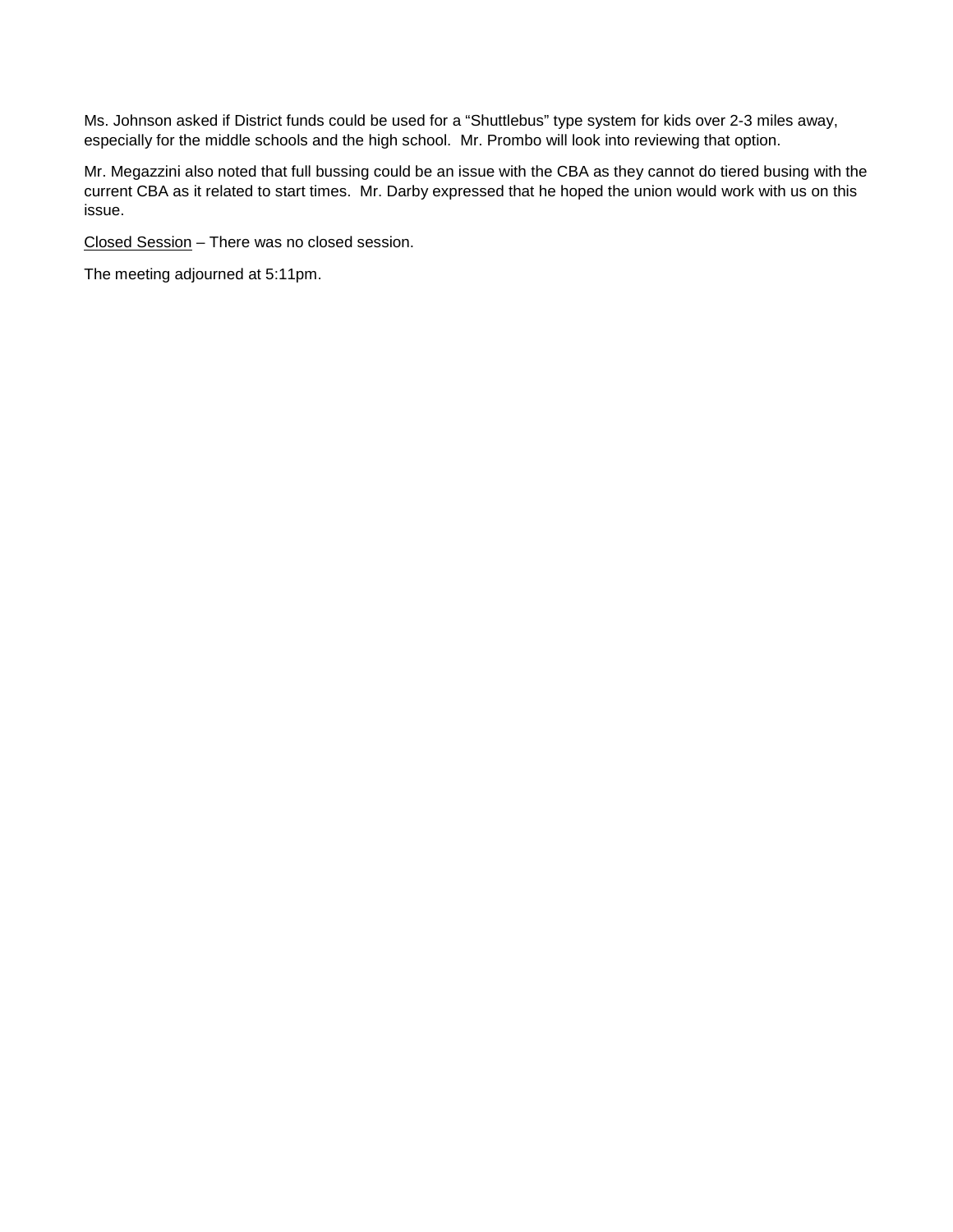Ms. Johnson asked if District funds could be used for a "Shuttlebus" type system for kids over 2-3 miles away, especially for the middle schools and the high school. Mr. Prombo will look into reviewing that option.

Mr. Megazzini also noted that full bussing could be an issue with the CBA as they cannot do tiered busing with the current CBA as it related to start times. Mr. Darby expressed that he hoped the union would work with us on this issue.

<u>Closed Session</u> – There was no closed session.

The meeting adjourned at 5:11pm.